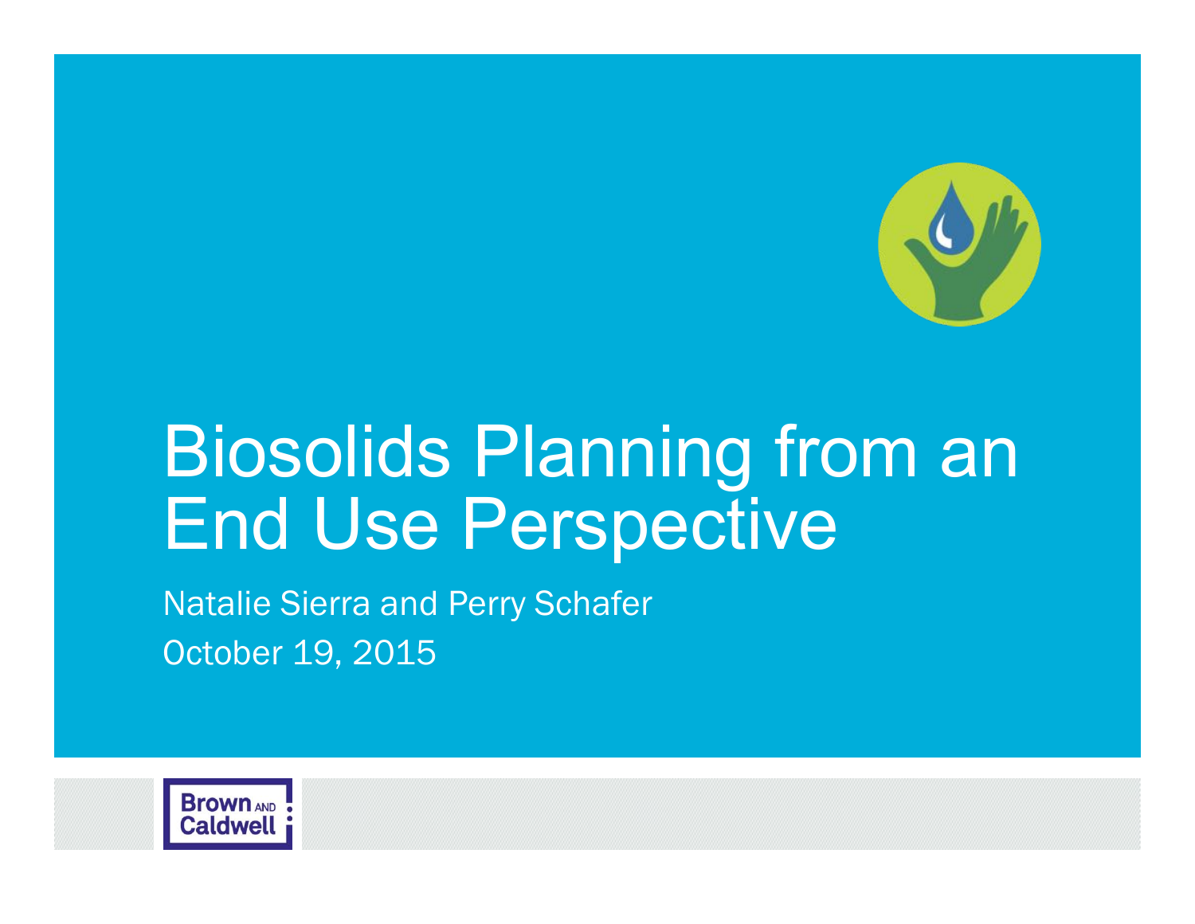# Biosolids Planning from an End Use Perspective

Natalie Sierra and Perry Schafer

October 19, 2015

Brown AND Caldwell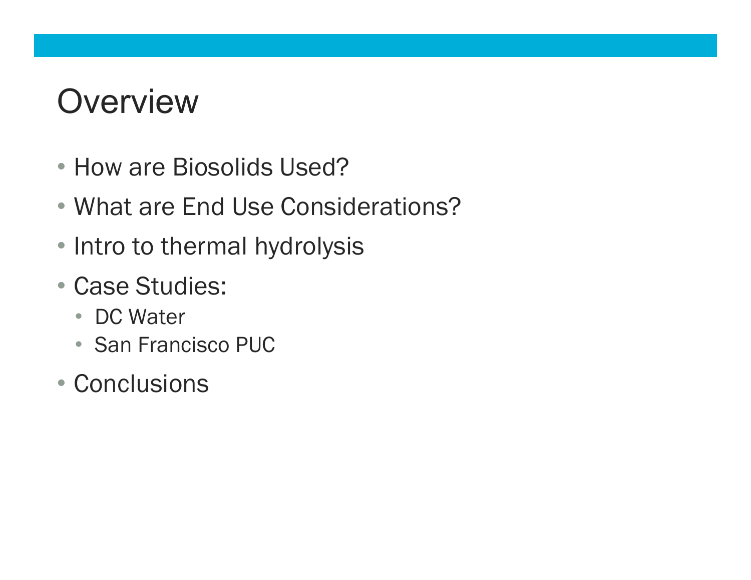# Overview

- How are Biosolids Used?
- What are End Use Considerations?
- Intro to thermal hydrolysis
- Case Studies:
  - DC Water
  - San Francisco PUC
- Conclusions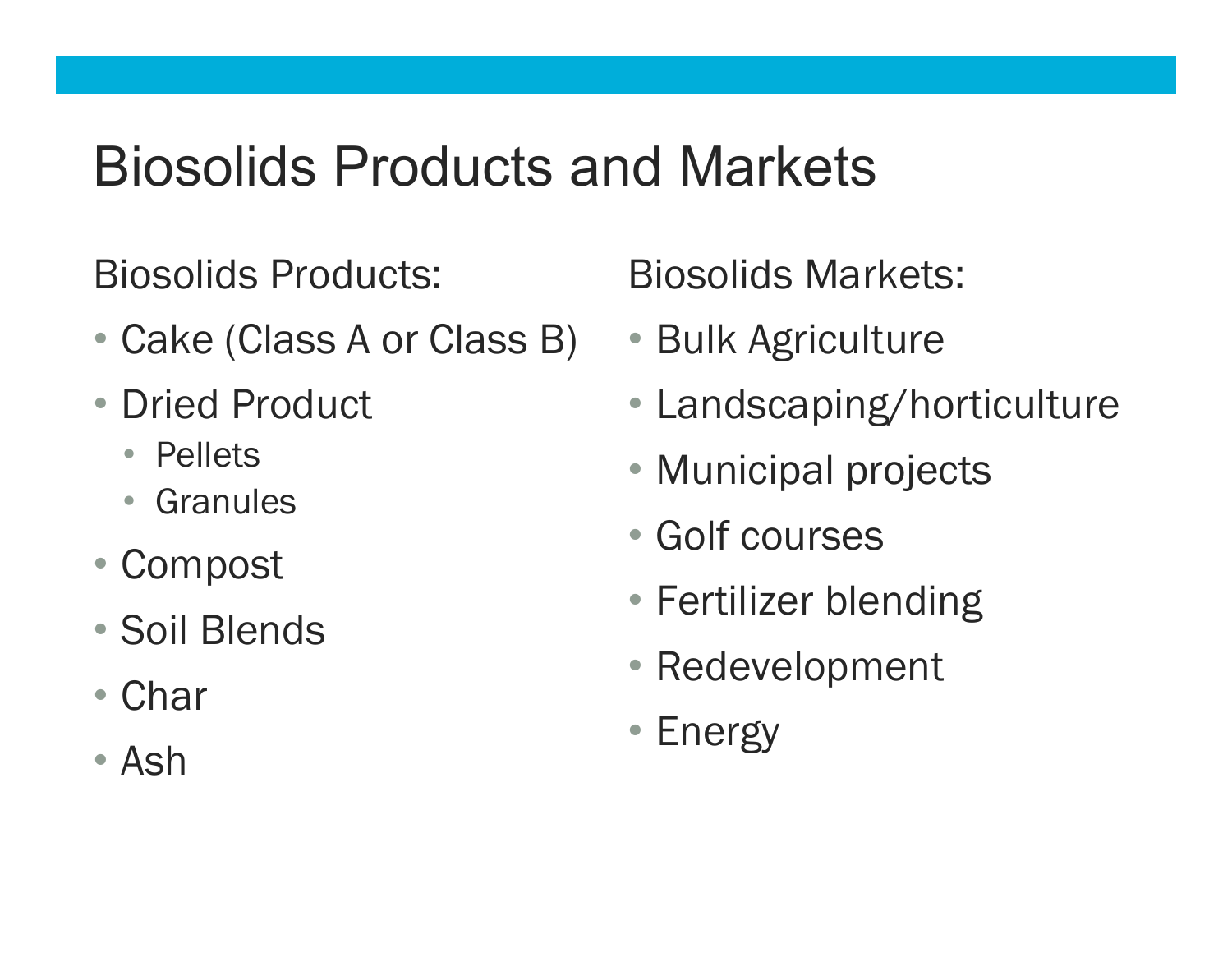# Biosolids Products and Markets

Biosolids Products:

- Cake (Class A or Class B)
- Dried Product
  - Pellets
  - Granules
- Compost
- Soil Blends
- Char
- Ash

Biosolids Markets:

- Bulk Agriculture
- Landscaping/horticulture
- Municipal projects
- Golf courses
- Fertilizer blending
- Redevelopment
- Energy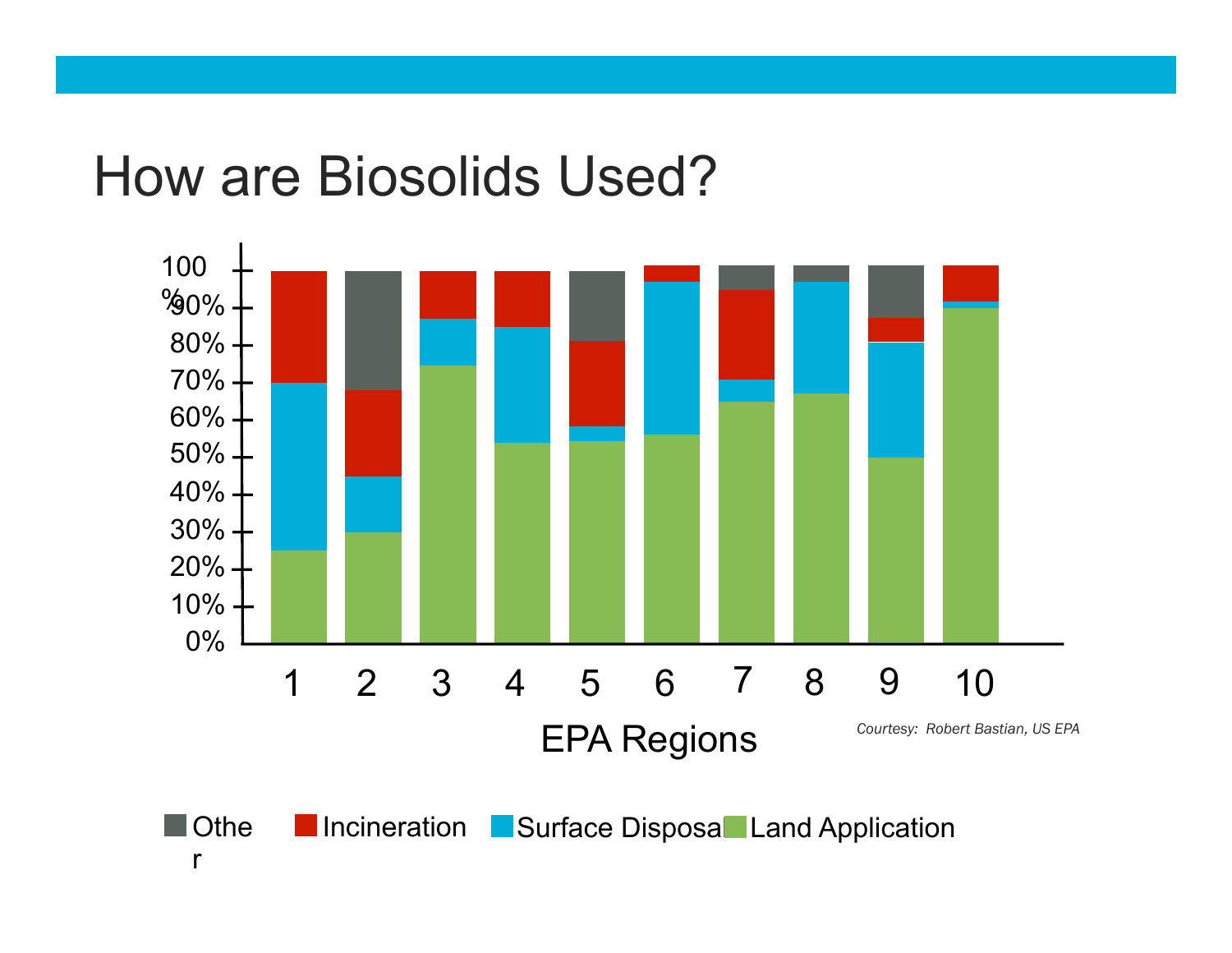# How are Biosolids Used?

100%
90%
80%
70%
60%
50%
40%
30%
20%
10%
0%

1 2 3 4 5 6 7 8 9 10

EPA Regions

*Courtesy: Robert Bastian, US EPA*

Other Incineration Surface Disposal Land Application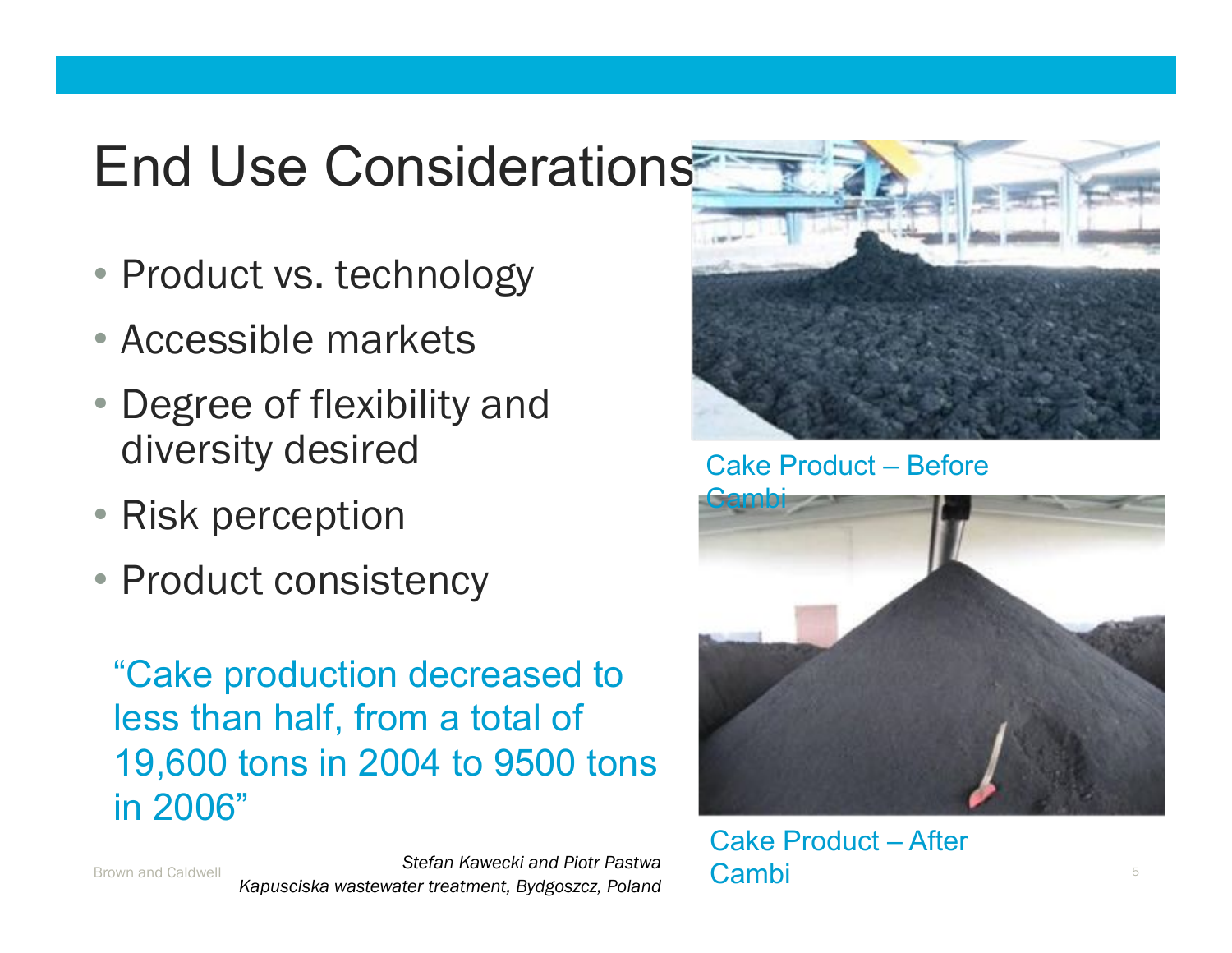# End Use Considerations

- Product vs. technology
- Accessible markets
- Degree of flexibility and diversity desired
- Risk perception
- Product consistency

"Cake production decreased to less than half, from a total of 19,600 tons in 2004 to 9500 tons in 2006"

*Stefan Kawecki and Piotr Pastwa*
*Kapusciska wastewater treatment, Bydgoszcz, Poland*

Cake Product – Before Cambi

Cake Product – After Cambi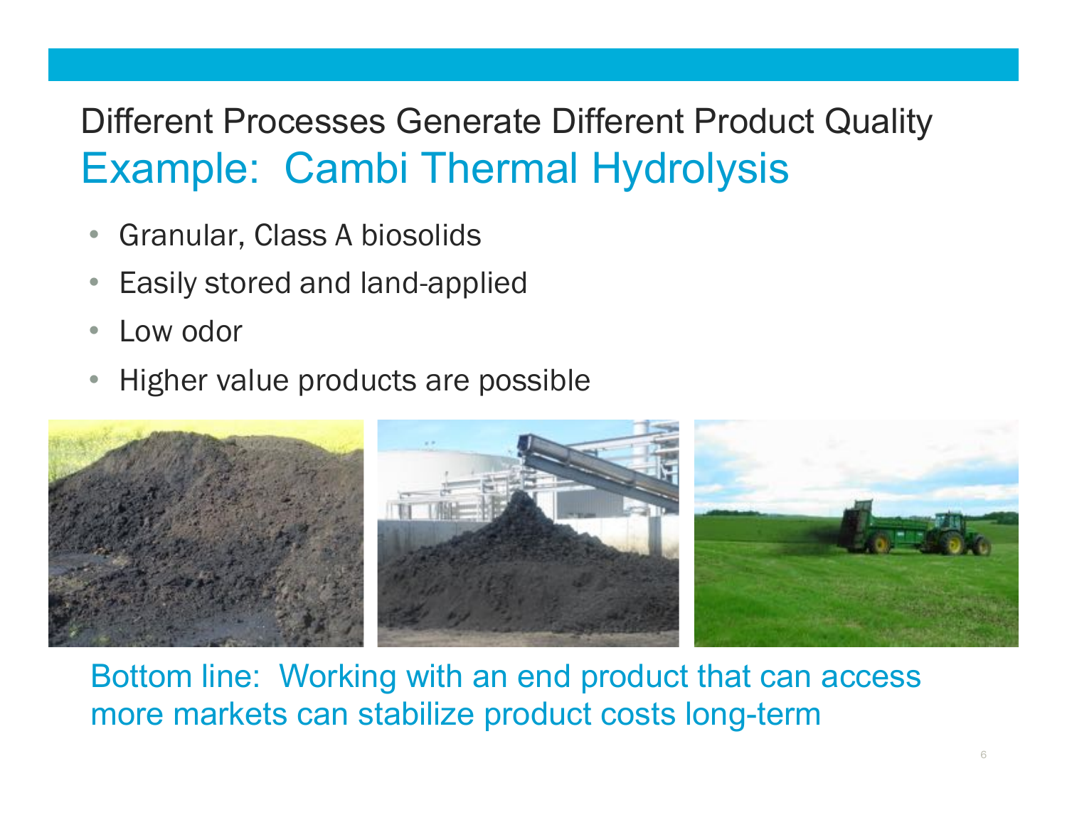# Different Processes Generate Different Product Quality

## Example: Cambi Thermal Hydrolysis

- Granular, Class A biosolids
- Easily stored and land-applied
- Low odor
- Higher value products are possible

Bottom line: Working with an end product that can access more markets can stabilize product costs long-term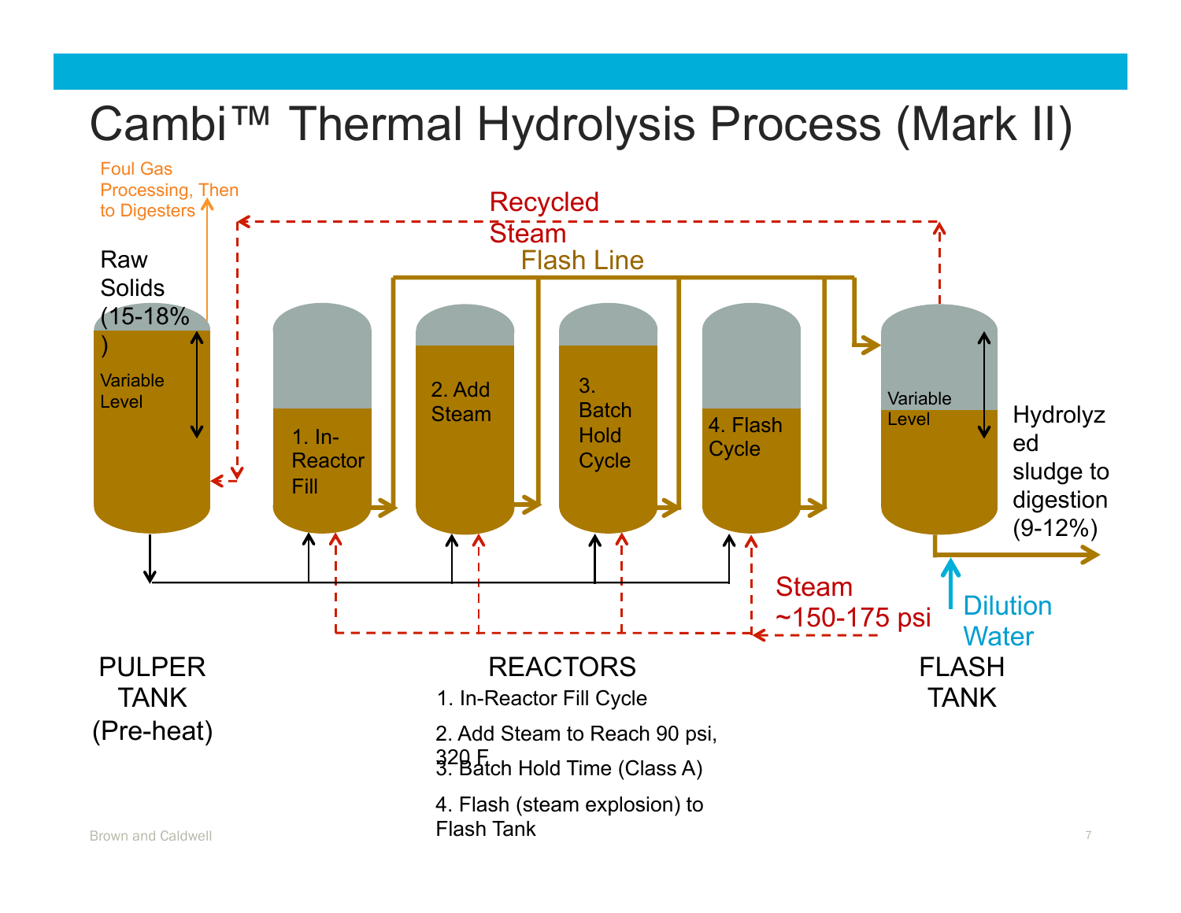# Cambi™ Thermal Hydrolysis Process (Mark II)

Foul Gas Processing, Then to Digesters

Recycled Steam

Flash Line

Raw Solids (15-18%)

Variable Level

1. In-Reactor Fill

2. Add Steam

3. Batch Hold Cycle

4. Flash Cycle

Variable Level

Hydrolyzed sludge to digestion (9-12%)

Steam ~150-175 psi

Dilution Water

PULPER TANK (Pre-heat)

REACTORS

1. In-Reactor Fill Cycle
2. Add Steam to Reach 90 psi, 320 F
3. Batch Hold Time (Class A)
4. Flash (steam explosion) to Flash Tank

FLASH TANK

Brown and Caldwell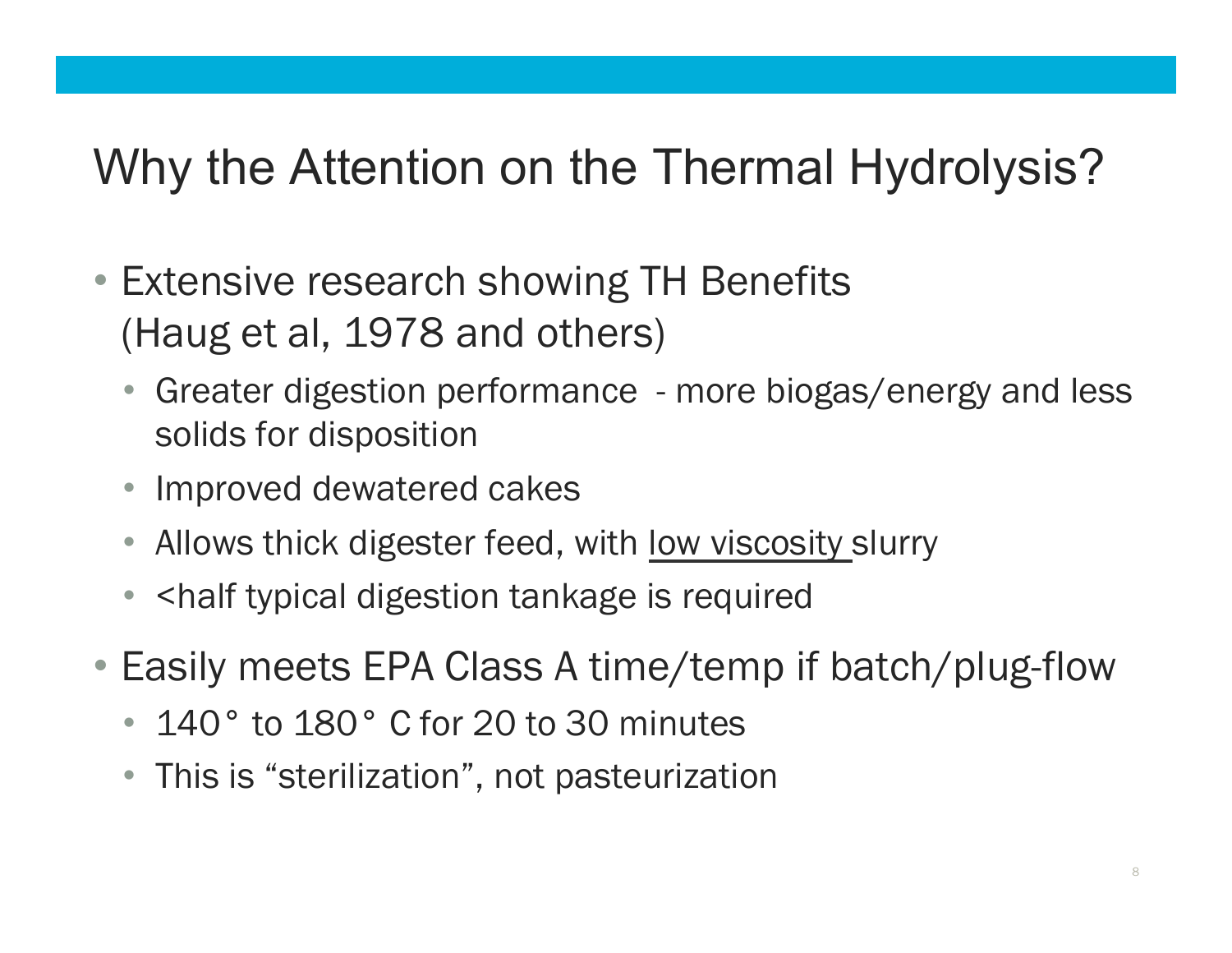# Why the Attention on the Thermal Hydrolysis?

- Extensive research showing TH Benefits (Haug et al, 1978 and others)
  - Greater digestion performance - more biogas/energy and less solids for disposition
  - Improved dewatered cakes
  - Allows thick digester feed, with <u>low viscosity</u> slurry
  - <half typical digestion tankage is required
- Easily meets EPA Class A time/temp if batch/plug-flow
  - 140° to 180° C for 20 to 30 minutes
  - This is "sterilization", not pasteurization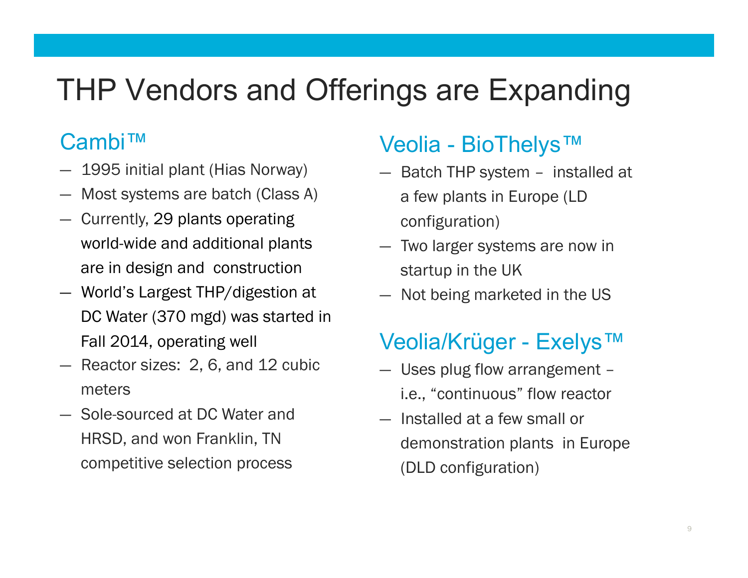# THP Vendors and Offerings are Expanding

## Cambi™

- 1995 initial plant (Hias Norway)
- Most systems are batch (Class A)
- Currently, 29 plants operating world-wide and additional plants are in design and construction
- World's Largest THP/digestion at DC Water (370 mgd) was started in Fall 2014, operating well
- Reactor sizes: 2, 6, and 12 cubic meters
- Sole-sourced at DC Water and HRSD, and won Franklin, TN competitive selection process

## Veolia - BioThelys™

- Batch THP system – installed at a few plants in Europe (LD configuration)
- Two larger systems are now in startup in the UK
- Not being marketed in the US

## Veolia/Krüger - Exelys™

- Uses plug flow arrangement – i.e., "continuous" flow reactor
- Installed at a few small or demonstration plants in Europe (DLD configuration)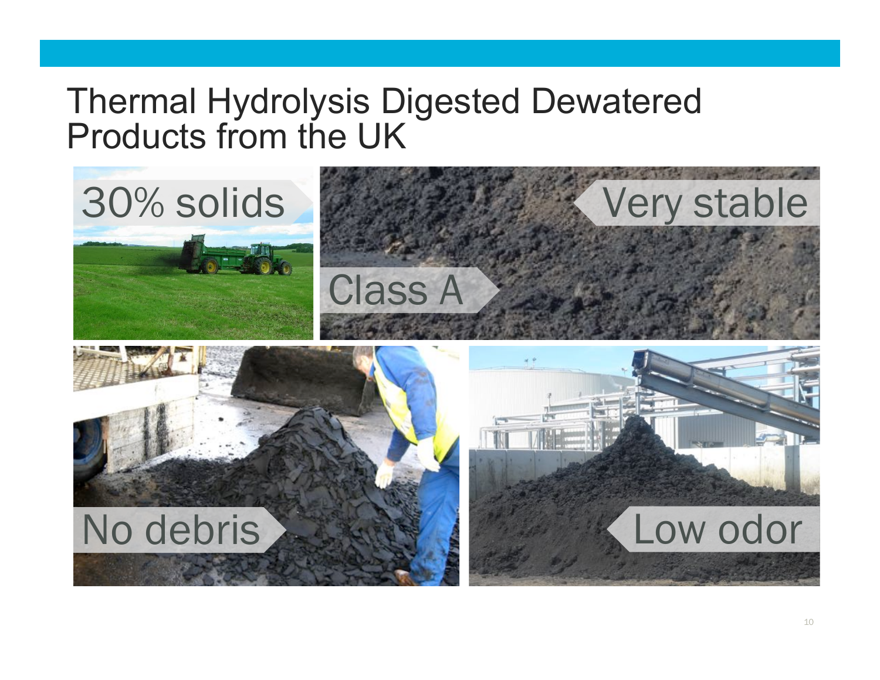# Thermal Hydrolysis Digested Dewatered Products from the UK

30% solids

Very stable

Class A

No debris

Low odor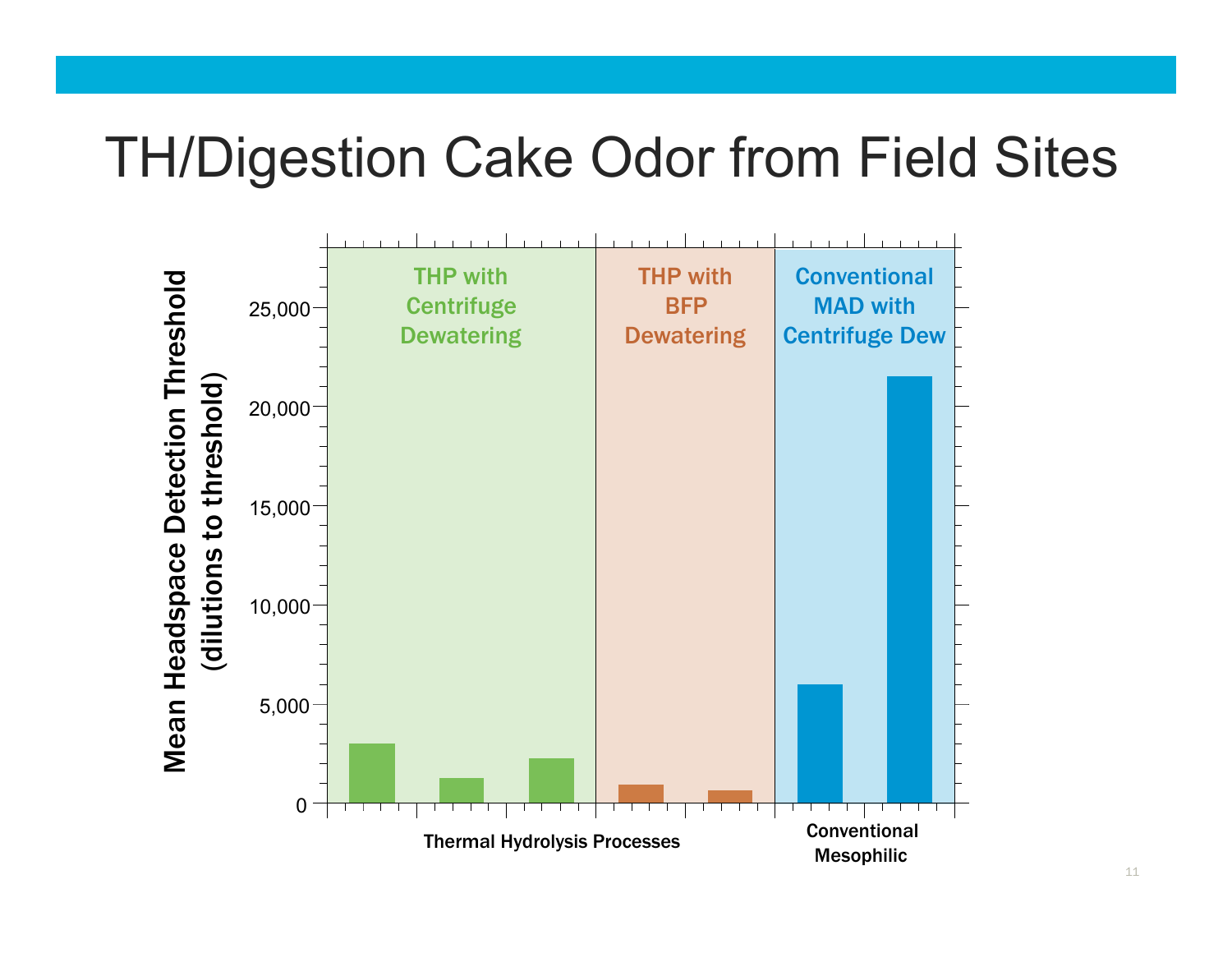# TH/Digestion Cake Odor from Field Sites

Mean Headspace Detection Threshold (dilutions to threshold)

25,000
20,000
15,000
10,000
5,000
0

THP with Centrifuge Dewatering

THP with BFP Dewatering

Conventional MAD with Centrifuge Dew

Thermal Hydrolysis Processes

Conventional Mesophilic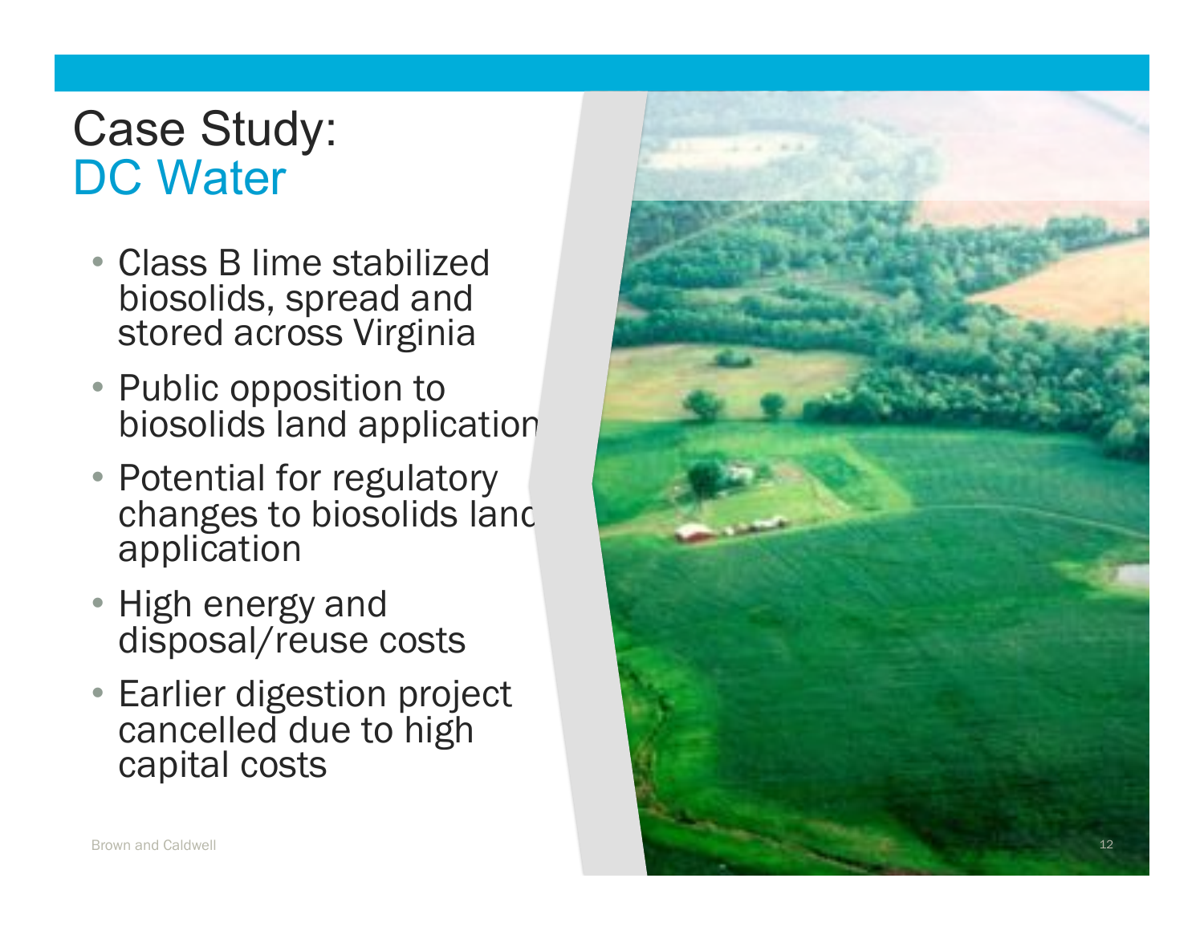# Case Study: DC Water

- Class B lime stabilized biosolids, spread and stored across Virginia
- Public opposition to biosolids land application
- Potential for regulatory changes to biosolids land application
- High energy and disposal/reuse costs
- Earlier digestion project cancelled due to high capital costs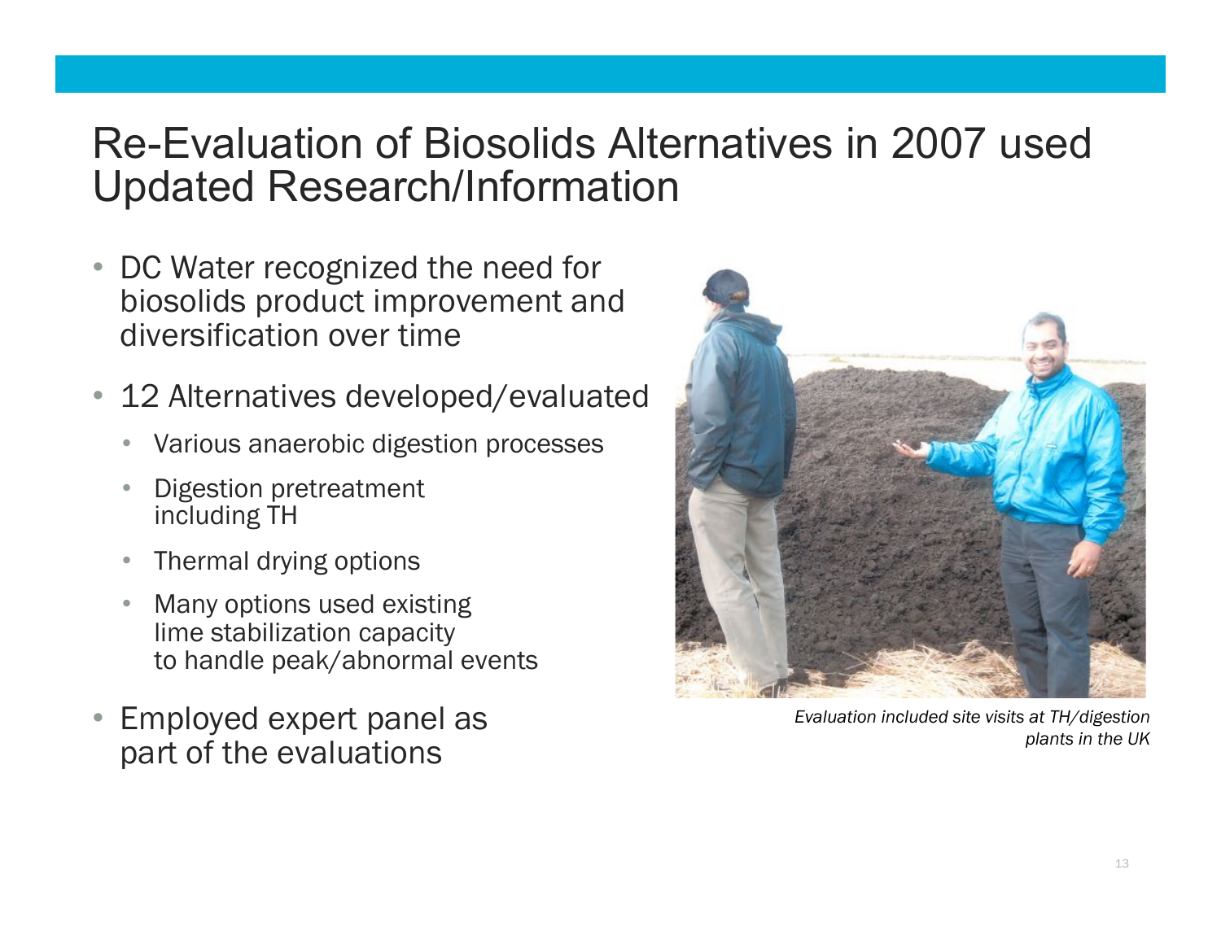# Re-Evaluation of Biosolids Alternatives in 2007 used Updated Research/Information

- DC Water recognized the need for biosolids product improvement and diversification over time
- 12 Alternatives developed/evaluated
  - Various anaerobic digestion processes
  - Digestion pretreatment including TH
  - Thermal drying options
  - Many options used existing lime stabilization capacity to handle peak/abnormal events
- Employed expert panel as part of the evaluations

*Evaluation included site visits at TH/digestion plants in the UK*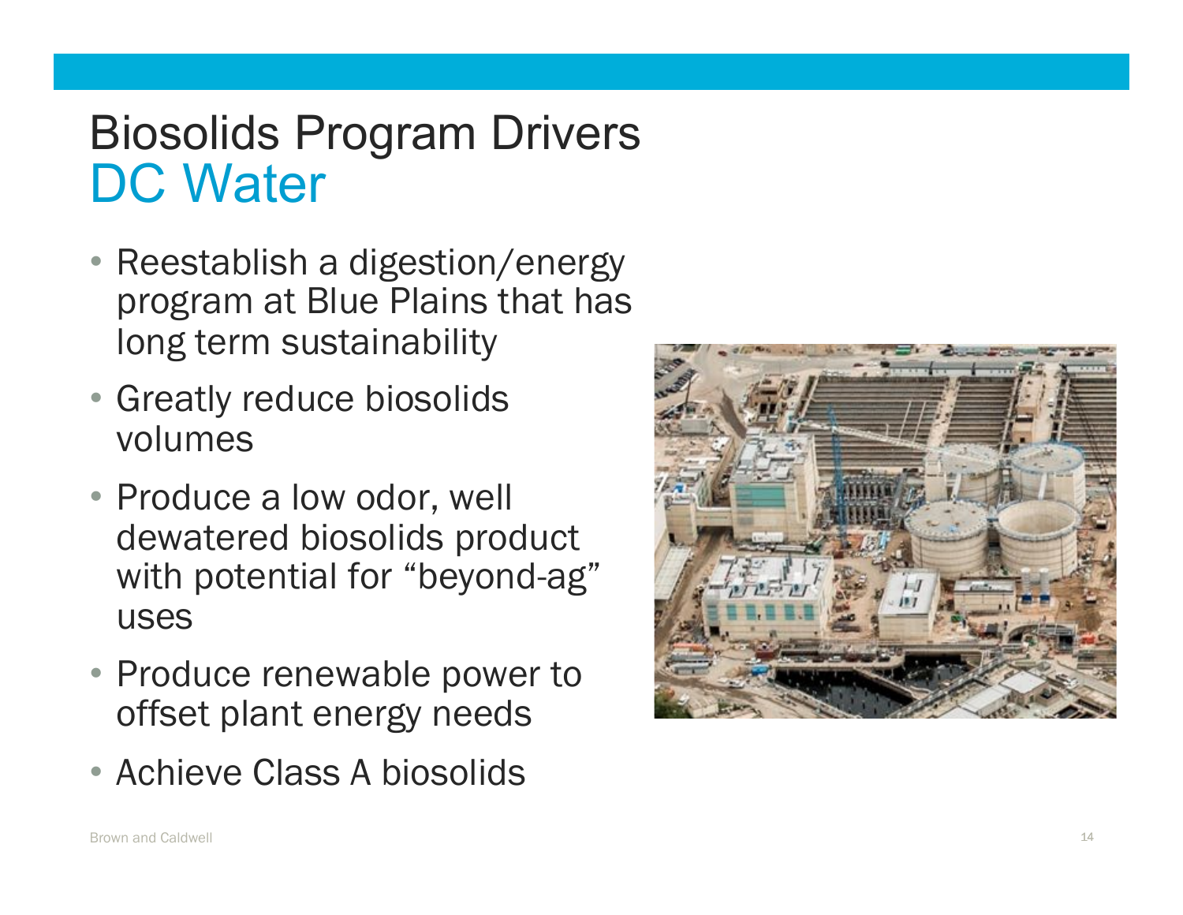# Biosolids Program Drivers
## DC Water

- Reestablish a digestion/energy program at Blue Plains that has long term sustainability
- Greatly reduce biosolids volumes
- Produce a low odor, well dewatered biosolids product with potential for "beyond-ag" uses
- Produce renewable power to offset plant energy needs
- Achieve Class A biosolids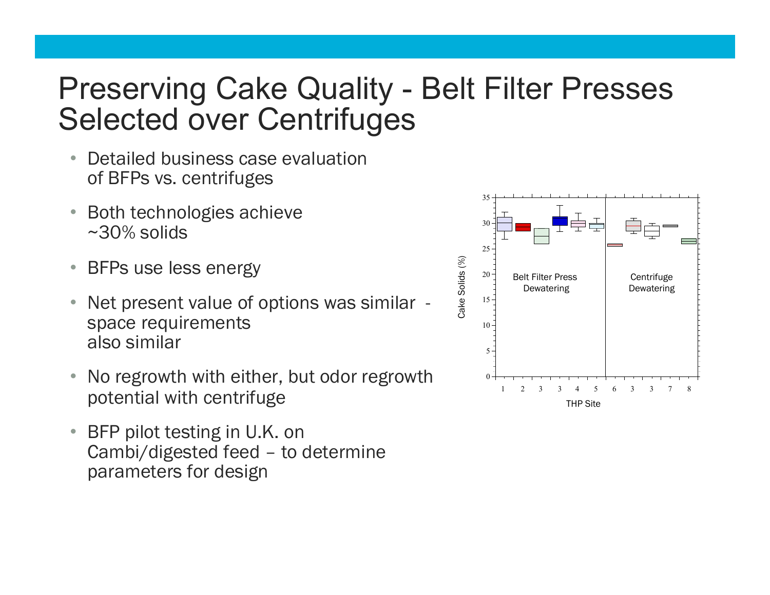# Preserving Cake Quality - Belt Filter Presses Selected over Centrifuges

- Detailed business case evaluation of BFPs vs. centrifuges
- Both technologies achieve ~30% solids
- BFPs use less energy
- Net present value of options was similar - space requirements also similar
- No regrowth with either, but odor regrowth potential with centrifuge
- BFP pilot testing in U.K. on Cambi/digested feed – to determine parameters for design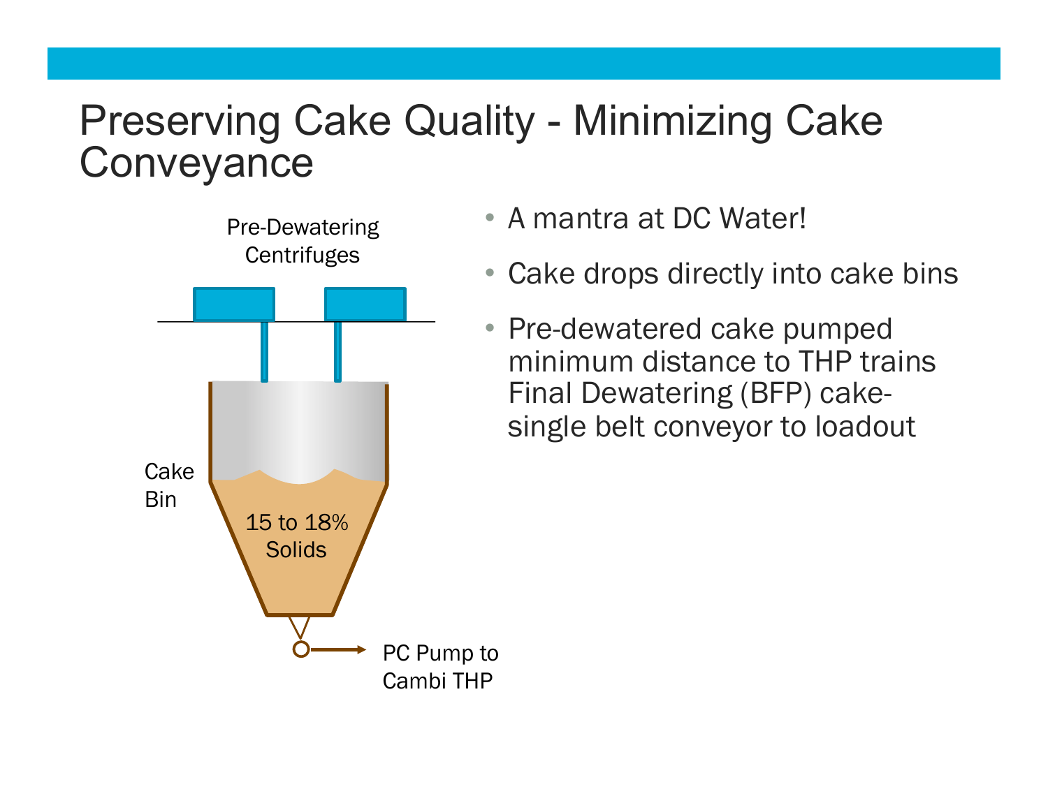# Preserving Cake Quality - Minimizing Cake Conveyance

Pre-Dewatering Centrifuges

Cake Bin

15 to 18% Solids

PC Pump to Cambi THP

- A mantra at DC Water!
- Cake drops directly into cake bins
- Pre-dewatered cake pumped minimum distance to THP trains Final Dewatering (BFP) cake- single belt conveyor to loadout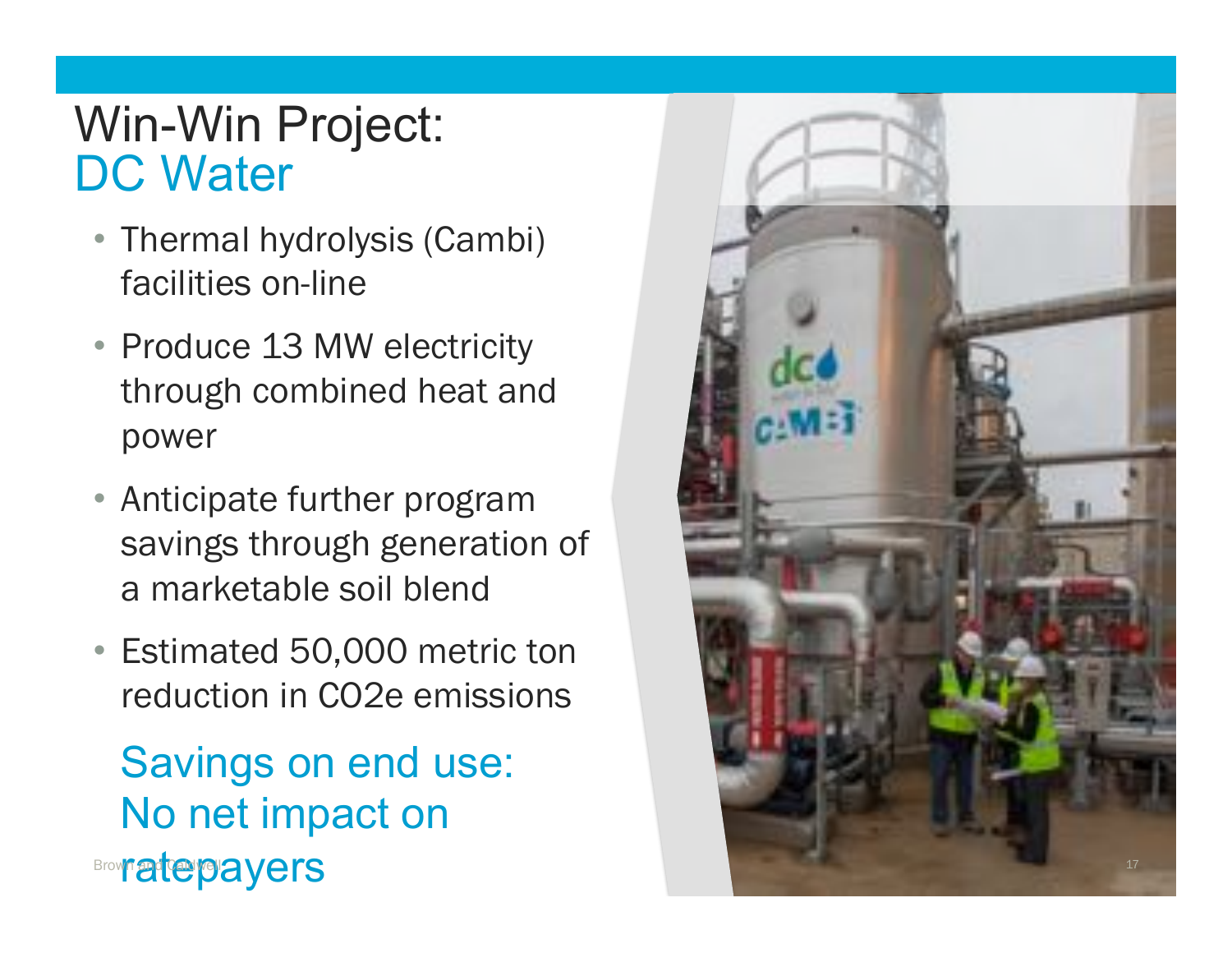# Win-Win Project:
## DC Water

- Thermal hydrolysis (Cambi) facilities on-line
- Produce 13 MW electricity through combined heat and power
- Anticipate further program savings through generation of a marketable soil blend
- Estimated 50,000 metric ton reduction in CO2e emissions

Savings on end use: No net impact on ratepayers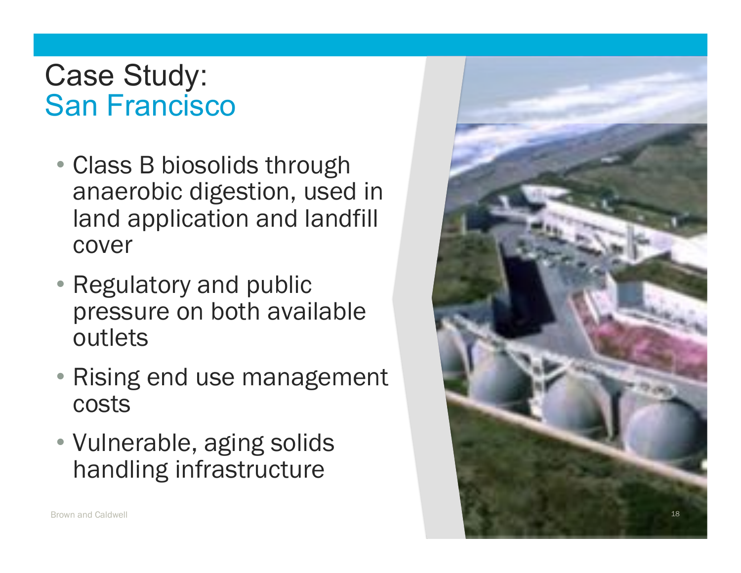# Case Study: San Francisco

- Class B biosolids through anaerobic digestion, used in land application and landfill cover
- Regulatory and public pressure on both available outlets
- Rising end use management costs
- Vulnerable, aging solids handling infrastructure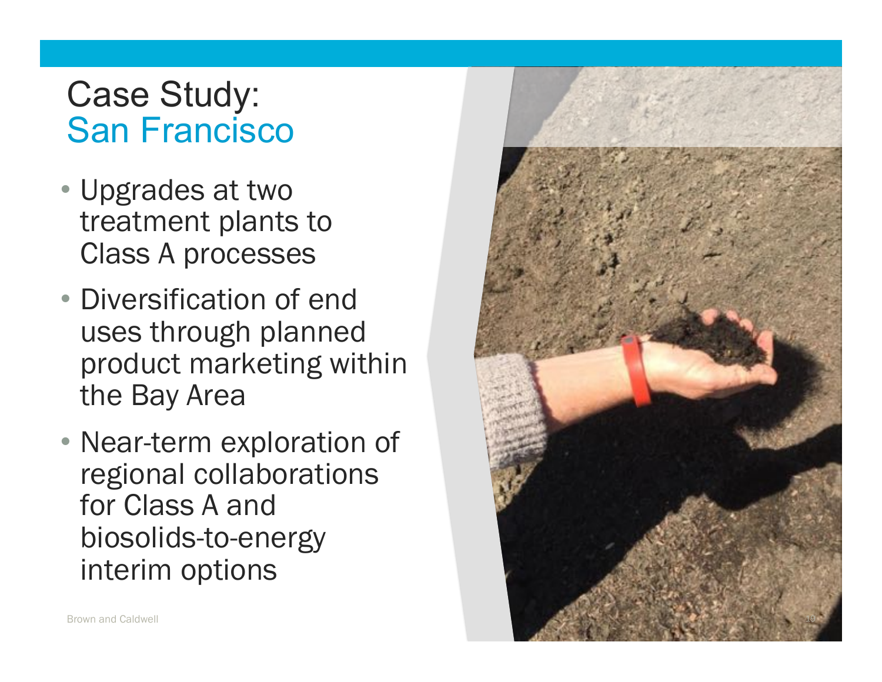# Case Study: San Francisco

- Upgrades at two treatment plants to Class A processes
- Diversification of end uses through planned product marketing within the Bay Area
- Near-term exploration of regional collaborations for Class A and biosolids-to-energy interim options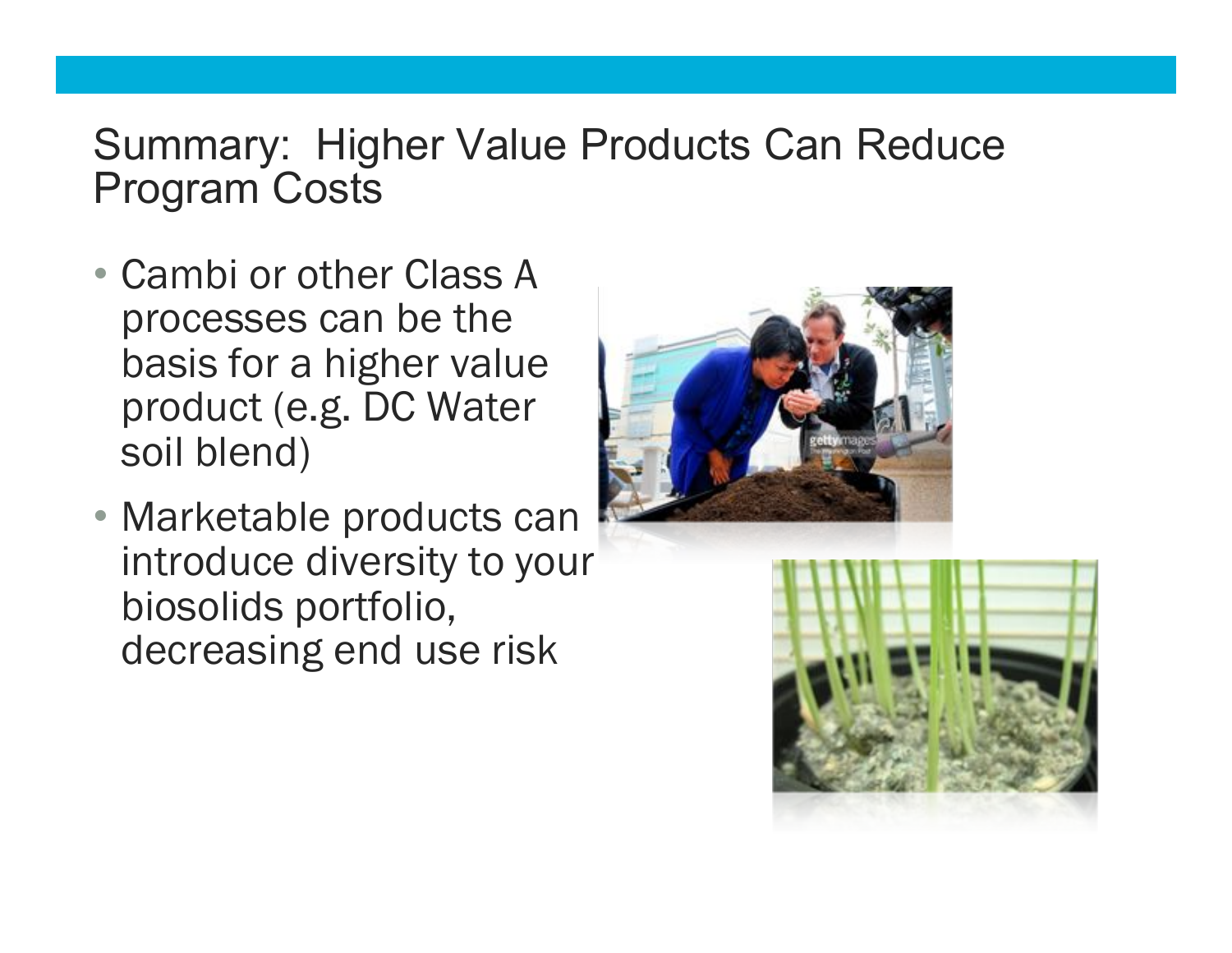## Summary: Higher Value Products Can Reduce Program Costs

- Cambi or other Class A processes can be the basis for a higher value product (e.g. DC Water soil blend)
- Marketable products can introduce diversity to your biosolids portfolio, decreasing end use risk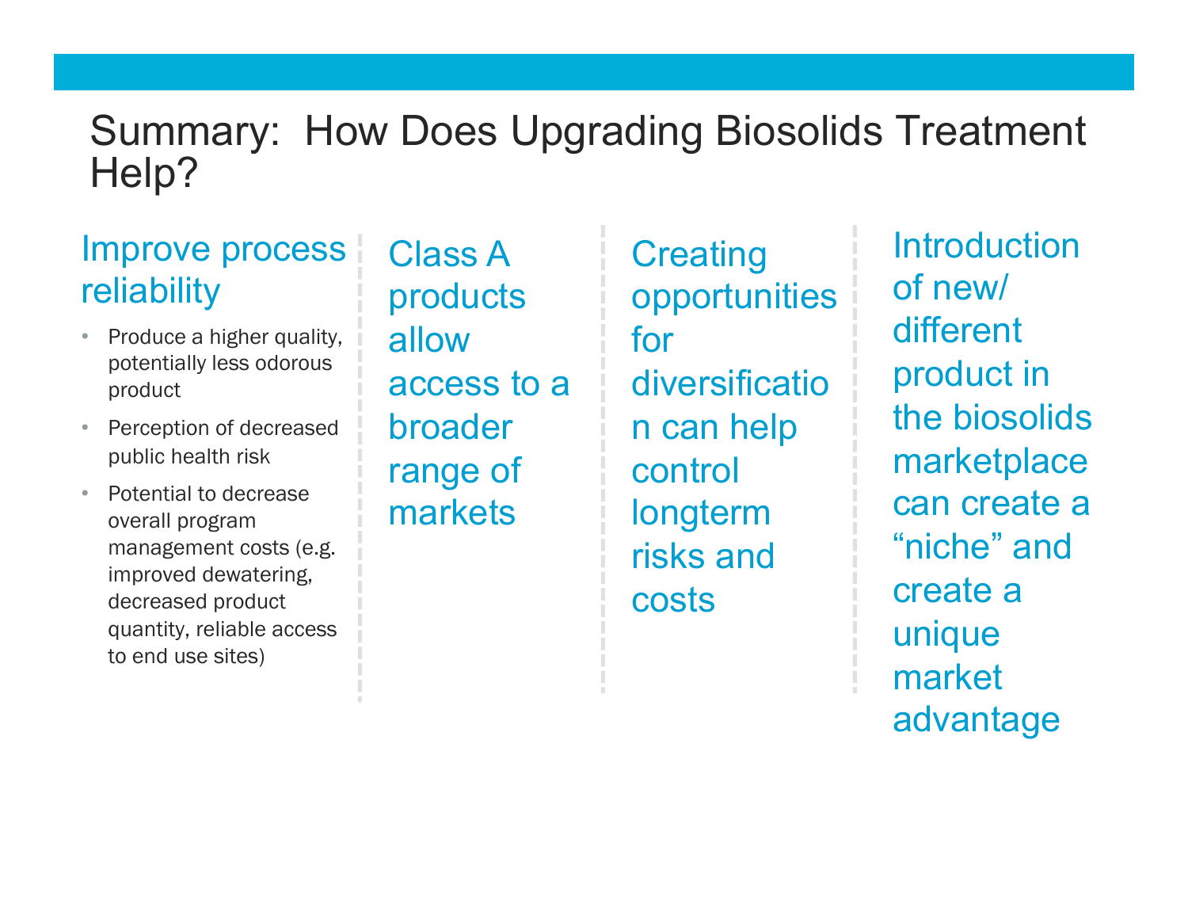# Summary: How Does Upgrading Biosolids Treatment Help?

## Improve process reliability

- Produce a higher quality, potentially less odorous product
- Perception of decreased public health risk
- Potential to decrease overall program management costs (e.g. improved dewatering, decreased product quantity, reliable access to end use sites)

## Class A products allow access to a broader range of markets

## Creating opportunities for diversification can help control longterm risks and costs

## Introduction of new/ different product in the biosolids marketplace can create a "niche" and create a unique market advantage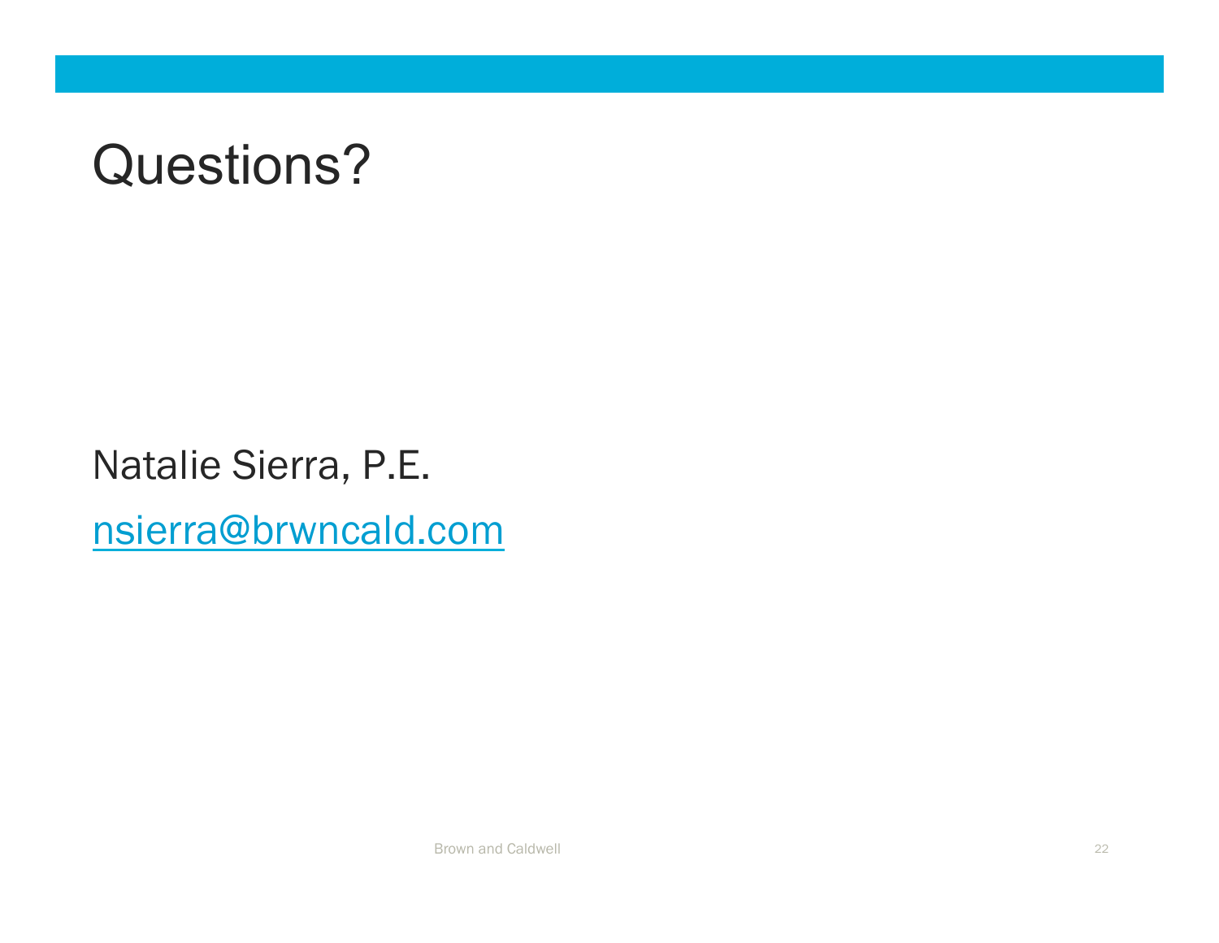# Questions?

Natalie Sierra, P.E.

nsierra@brwncald.com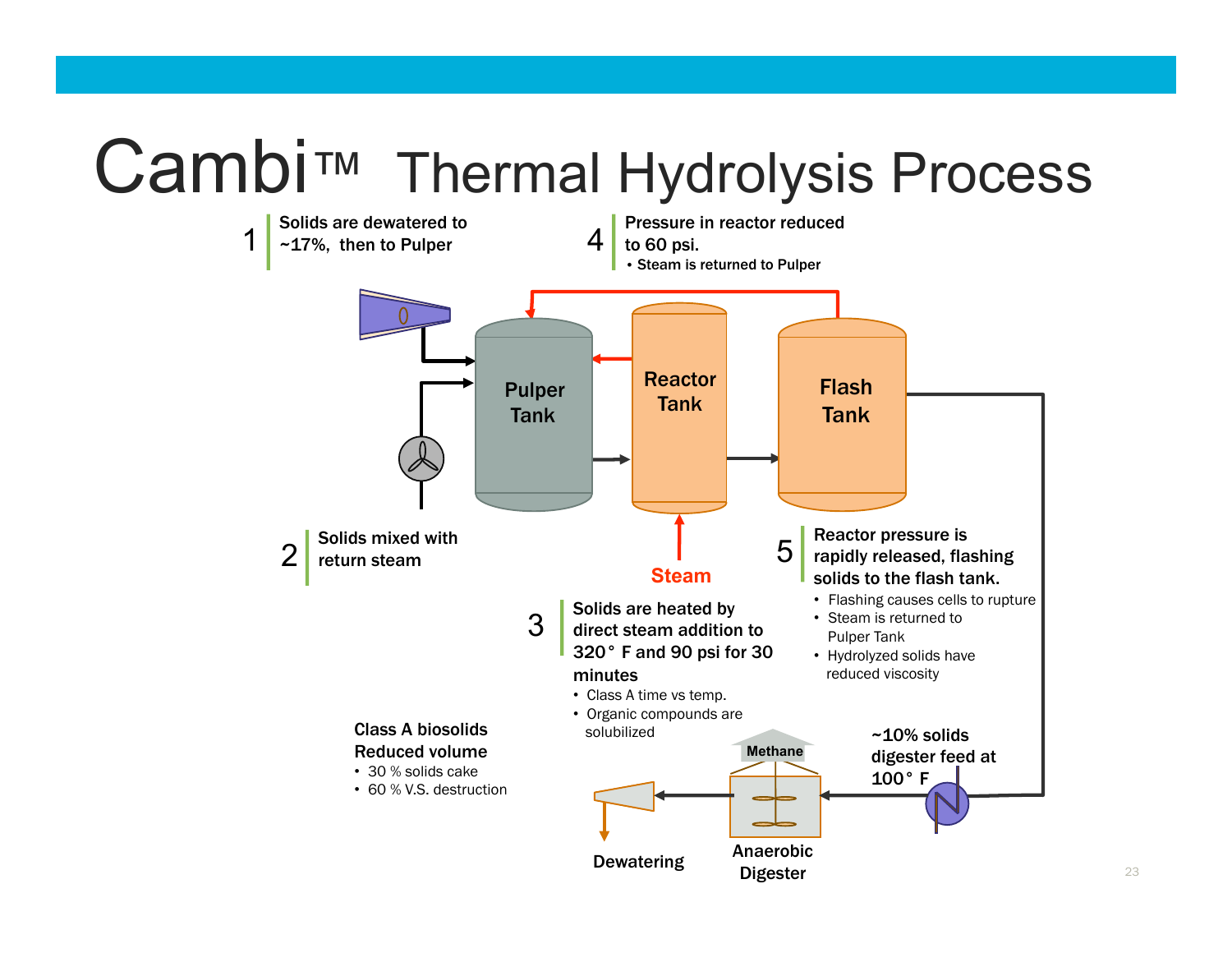# Cambi™ Thermal Hydrolysis Process

1. Solids are dewatered to ~17%, then to Pulper

2. Solids mixed with return steam

3. Solids are heated by direct steam addition to 320° F and 90 psi for 30 minutes
   - Class A time vs temp.
   - Organic compounds are solubilized

4. Pressure in reactor reduced to 60 psi.
   - Steam is returned to Pulper

5. Reactor pressure is rapidly released, flashing solids to the flash tank.
   - Flashing causes cells to rupture
   - Steam is returned to Pulper Tank
   - Hydrolyzed solids have reduced viscosity

Pulper Tank

Reactor Tank

Flash Tank

Steam

~10% solids digester feed at 100° F

Methane

Anaerobic Digester

Dewatering

**Class A biosolids**
**Reduced volume**
- 30 % solids cake
- 60 % V.S. destruction